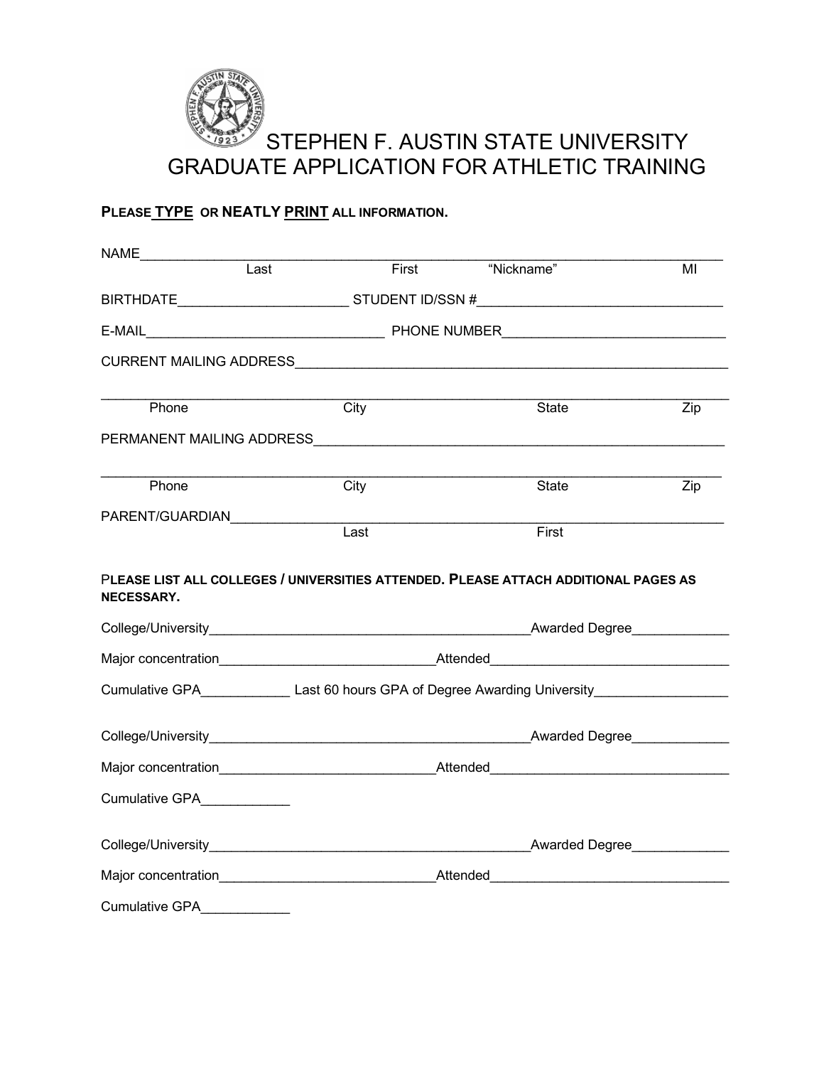# STEPHEN F. AUSTIN STATE UNIVERSITY
# GRADUATE APPLICATION FOR ATHLETIC TRAINING

**PLEASE TYPE OR NEATLY PRINT ALL INFORMATION.**

NAME_______________________________________________________________________________
Last First "Nickname" MI

BIRTHDATE______________________ STUDENT ID/SSN #________________________________

E-MAIL________________________________ PHONE NUMBER_____________________________

CURRENT MAILING ADDRESS__________________________________________________________

_________________________________________________________________________________
Phone City State Zip

PERMANENT MAILING ADDRESS________________________________________________________

_________________________________________________________________________________
Phone City State Zip

PARENT/GUARDIAN__________________________________________________________________
Last First

**PLEASE LIST ALL COLLEGES / UNIVERSITIES ATTENDED. PLEASE ATTACH ADDITIONAL PAGES AS NECESSARY.**

College/University__________________________________________Awarded Degree_____________

Major concentration____________________________Attended_______________________________

Cumulative GPA____________ Last 60 hours GPA of Degree Awarding University_________________

College/University__________________________________________Awarded Degree_____________

Major concentration____________________________Attended_______________________________

Cumulative GPA____________

College/University__________________________________________Awarded Degree_____________

Major concentration____________________________Attended_______________________________

Cumulative GPA____________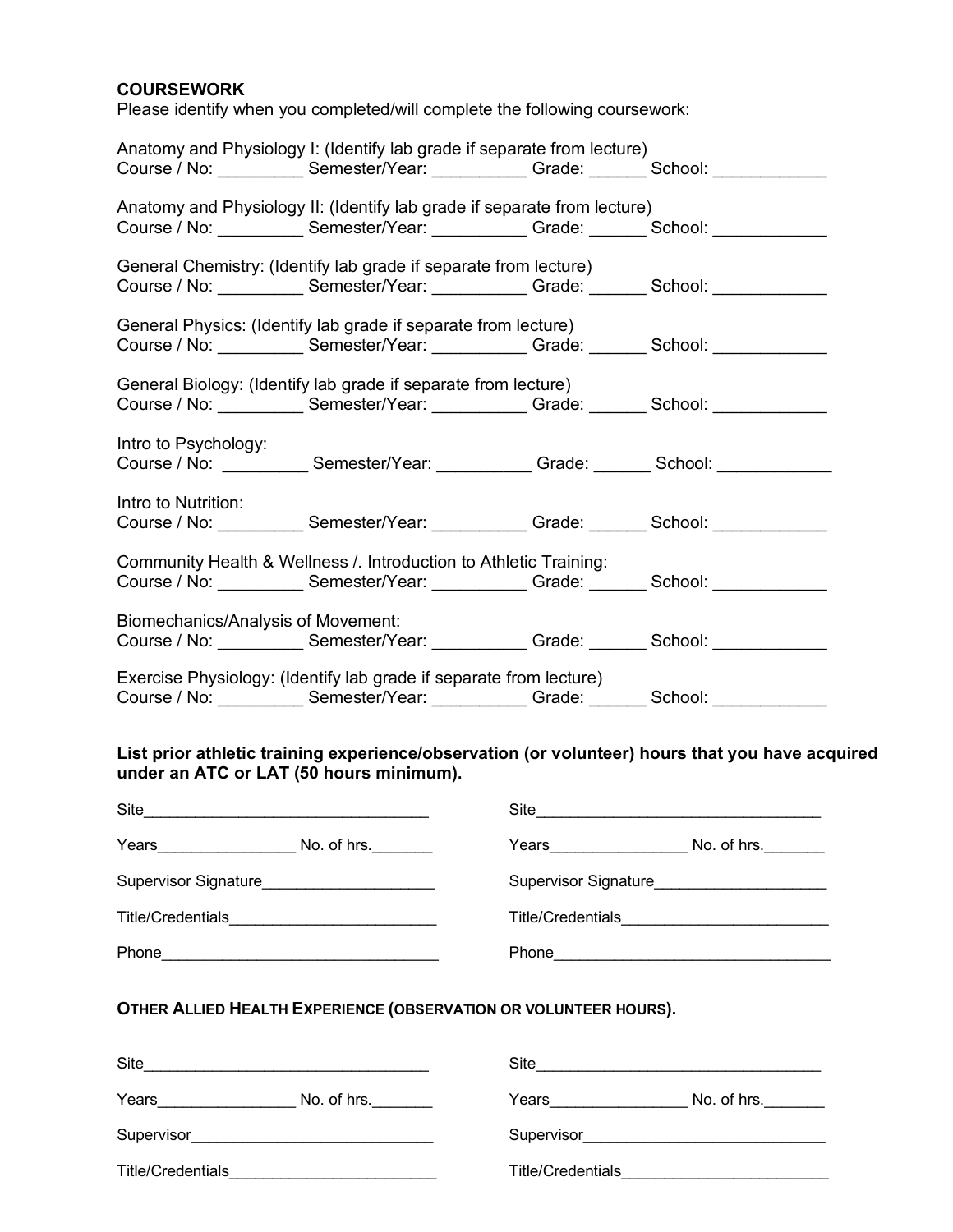## COURSEWORK

Please identify when you completed/will complete the following coursework:

Anatomy and Physiology I: (Identify lab grade if separate from lecture)
Course / No: _________ Semester/Year: __________ Grade: ______ School: ____________

Anatomy and Physiology II: (Identify lab grade if separate from lecture)
Course / No: _________ Semester/Year: __________ Grade: ______ School: ____________

General Chemistry: (Identify lab grade if separate from lecture)
Course / No: _________ Semester/Year: __________ Grade: ______ School: ____________

General Physics: (Identify lab grade if separate from lecture)
Course / No: _________ Semester/Year: __________ Grade: ______ School: ____________

General Biology: (Identify lab grade if separate from lecture)
Course / No: _________ Semester/Year: __________ Grade: ______ School: ____________

Intro to Psychology:
Course / No: _________ Semester/Year: __________ Grade: ______ School: ____________

Intro to Nutrition:
Course / No: _________ Semester/Year: __________ Grade: ______ School: ____________

Community Health & Wellness /. Introduction to Athletic Training:
Course / No: _________ Semester/Year: __________ Grade: ______ School: ____________

Biomechanics/Analysis of Movement:
Course / No: _________ Semester/Year: __________ Grade: ______ School: ____________

Exercise Physiology: (Identify lab grade if separate from lecture)
Course / No: _________ Semester/Year: __________ Grade: ______ School: ____________

**List prior athletic training experience/observation (or volunteer) hours that you have acquired under an ATC or LAT (50 hours minimum).**

Site________________________________

Years________________ No. of hrs._______

Supervisor Signature____________________

Title/Credentials________________________

Phone_______________________________

Site________________________________

Years________________ No. of hrs._______

Supervisor Signature____________________

Title/Credentials________________________

Phone_______________________________

**OTHER ALLIED HEALTH EXPERIENCE (OBSERVATION OR VOLUNTEER HOURS).**

Site________________________________

Years________________ No. of hrs._______

Supervisor____________________________

Title/Credentials________________________

Site________________________________

Years________________ No. of hrs._______

Supervisor____________________________

Title/Credentials________________________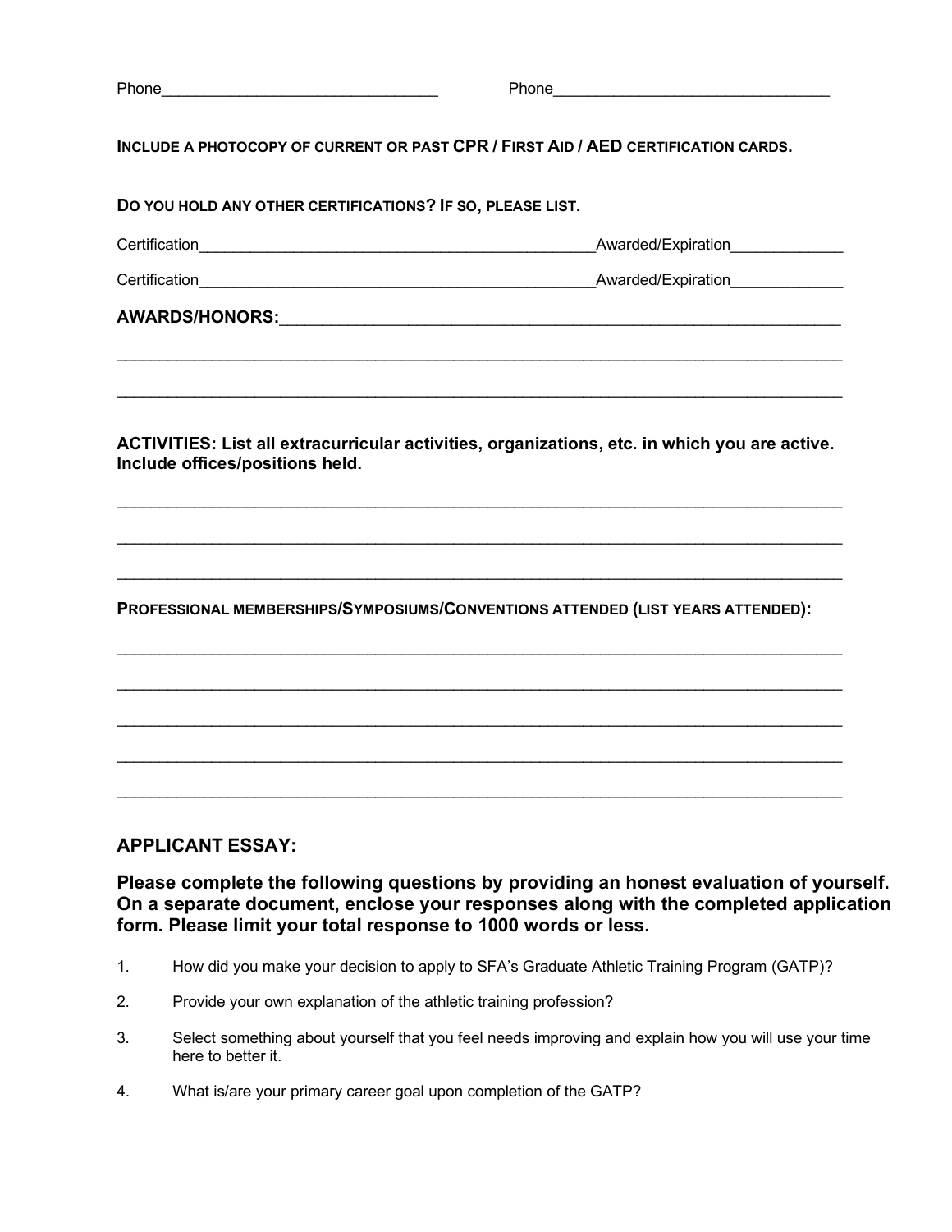Phone_______________________________ Phone_______________________________

**INCLUDE A PHOTOCOPY OF CURRENT OR PAST CPR / FIRST AID / AED CERTIFICATION CARDS.**

**DO YOU HOLD ANY OTHER CERTIFICATIONS? IF SO, PLEASE LIST.**

Certification______________________________________________Awarded/Expiration_____________

Certification______________________________________________Awarded/Expiration_____________

**AWARDS/HONORS:**_______________________________________________________________

___________________________________________________________________________________

___________________________________________________________________________________

**ACTIVITIES: List all extracurricular activities, organizations, etc. in which you are active. Include offices/positions held.**

___________________________________________________________________________________

___________________________________________________________________________________

___________________________________________________________________________________

**PROFESSIONAL MEMBERSHIPS/SYMPOSIUMS/CONVENTIONS ATTENDED (LIST YEARS ATTENDED):**

___________________________________________________________________________________

___________________________________________________________________________________

___________________________________________________________________________________

___________________________________________________________________________________

___________________________________________________________________________________

## APPLICANT ESSAY:

**Please complete the following questions by providing an honest evaluation of yourself. On a separate document, enclose your responses along with the completed application form. Please limit your total response to 1000 words or less.**

1. How did you make your decision to apply to SFA's Graduate Athletic Training Program (GATP)?
2. Provide your own explanation of the athletic training profession?
3. Select something about yourself that you feel needs improving and explain how you will use your time here to better it.
4. What is/are your primary career goal upon completion of the GATP?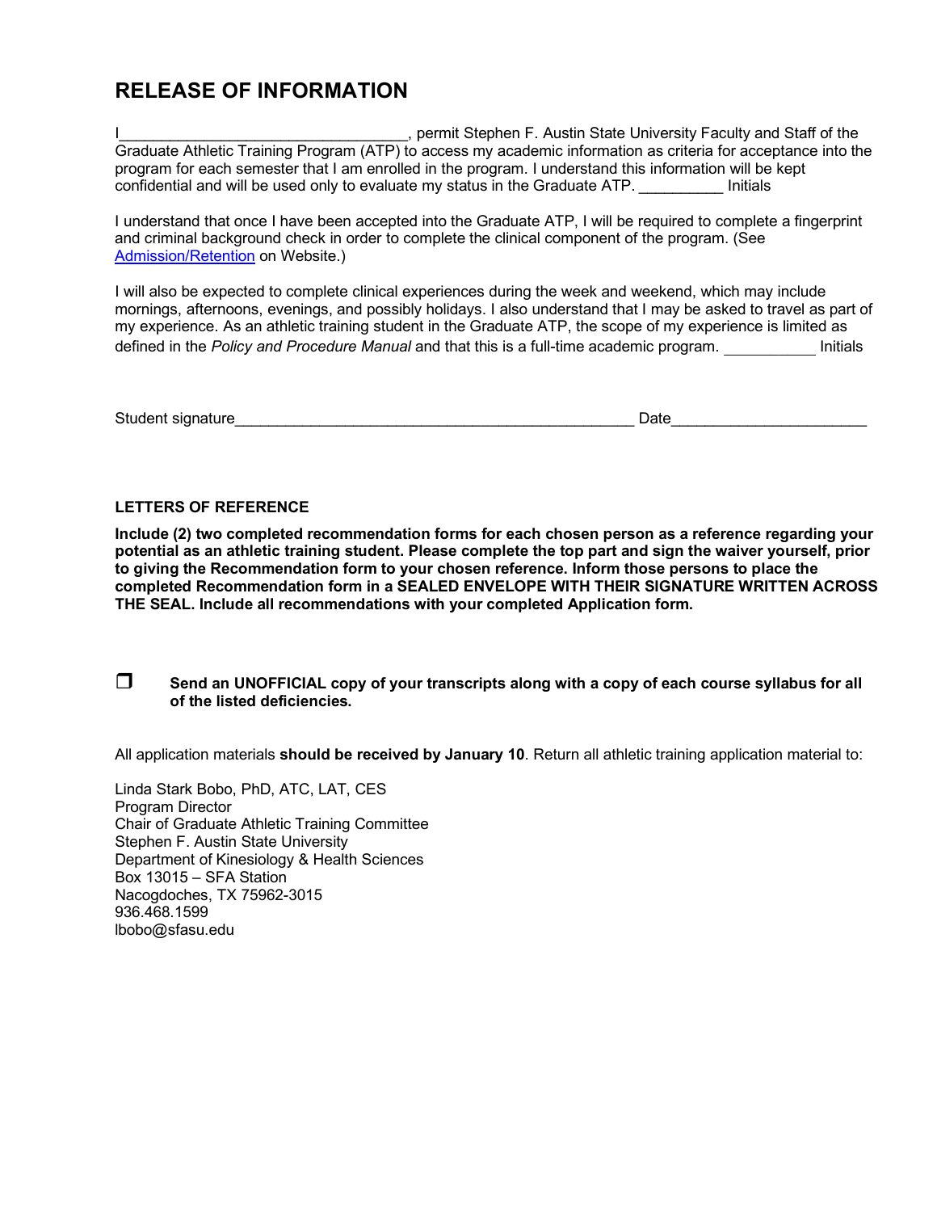# RELEASE OF INFORMATION

I__________________________________, permit Stephen F. Austin State University Faculty and Staff of the Graduate Athletic Training Program (ATP) to access my academic information as criteria for acceptance into the program for each semester that I am enrolled in the program. I understand this information will be kept confidential and will be used only to evaluate my status in the Graduate ATP. __________ Initials

I understand that once I have been accepted into the Graduate ATP, I will be required to complete a fingerprint and criminal background check in order to complete the clinical component of the program. (See [Admission/Retention]() on Website.)

I will also be expected to complete clinical experiences during the week and weekend, which may include mornings, afternoons, evenings, and possibly holidays. I also understand that I may be asked to travel as part of my experience. As an athletic training student in the Graduate ATP, the scope of my experience is limited as defined in the *Policy and Procedure Manual* and that this is a full-time academic program. ___________ Initials

Student signature_______________________________________________ Date______________________

### LETTERS OF REFERENCE

**Include (2) two completed recommendation forms for each chosen person as a reference regarding your potential as an athletic training student. Please complete the top part and sign the waiver yourself, prior to giving the Recommendation form to your chosen reference. Inform those persons to place the completed Recommendation form in a SEALED ENVELOPE WITH THEIR SIGNATURE WRITTEN ACROSS THE SEAL. Include all recommendations with your completed Application form.**

- ☐ **Send an UNOFFICIAL copy of your transcripts along with a copy of each course syllabus for all of the listed deficiencies.**

All application materials **should be received by January 10**. Return all athletic training application material to:

Linda Stark Bobo, PhD, ATC, LAT, CES
Program Director
Chair of Graduate Athletic Training Committee
Stephen F. Austin State University
Department of Kinesiology & Health Sciences
Box 13015 – SFA Station
Nacogdoches, TX 75962-3015
936.468.1599
lbobo@sfasu.edu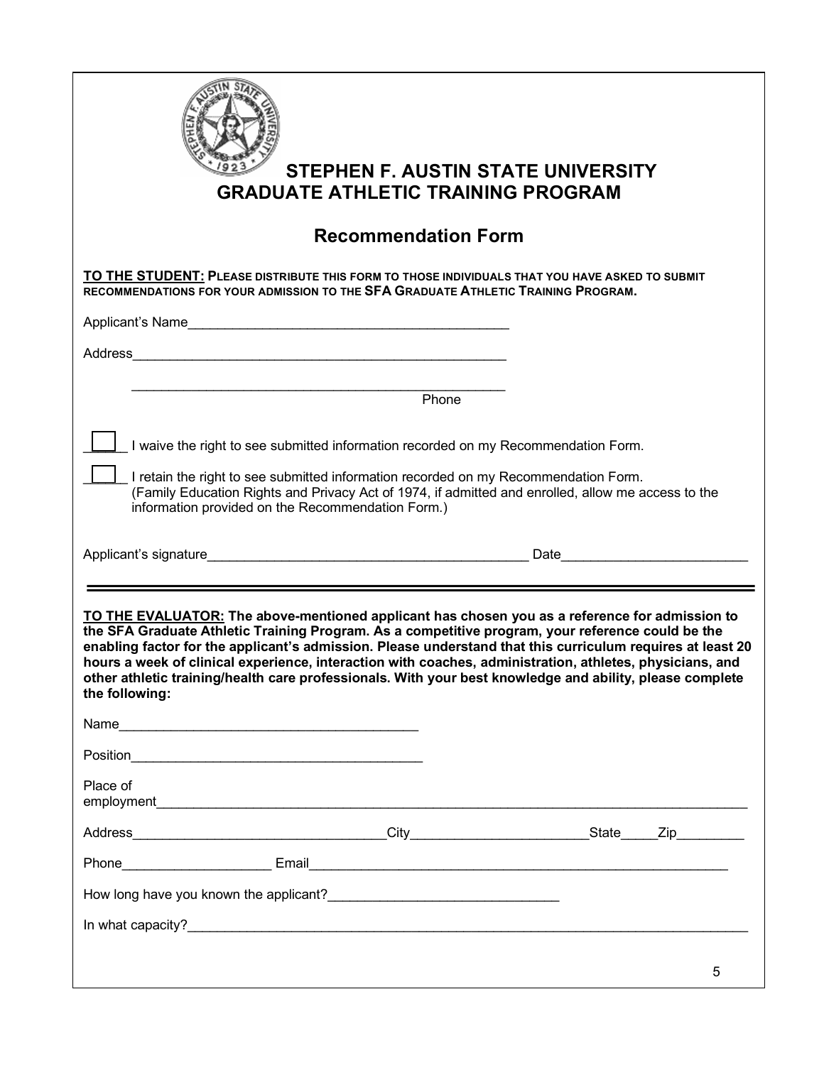# STEPHEN F. AUSTIN STATE UNIVERSITY
## GRADUATE ATHLETIC TRAINING PROGRAM

## Recommendation Form

**TO THE STUDENT:** PLEASE DISTRIBUTE THIS FORM TO THOSE INDIVIDUALS THAT YOU HAVE ASKED TO SUBMIT RECOMMENDATIONS FOR YOUR ADMISSION TO THE **SFA GRADUATE ATHLETIC TRAINING PROGRAM.**

Applicant's Name___________________________________________

Address___________________________________________________

___________________________________________________
Phone

☐ I waive the right to see submitted information recorded on my Recommendation Form.

☐ I retain the right to see submitted information recorded on my Recommendation Form.
(Family Education Rights and Privacy Act of 1974, if admitted and enrolled, allow me access to the information provided on the Recommendation Form.)

Applicant's signature___________________________________________ Date________________________

---

**TO THE EVALUATOR: The above-mentioned applicant has chosen you as a reference for admission to the SFA Graduate Athletic Training Program. As a competitive program, your reference could be the enabling factor for the applicant's admission. Please understand that this curriculum requires at least 20 hours a week of clinical experience, interaction with coaches, administration, athletes, physicians, and other athletic training/health care professionals. With your best knowledge and ability, please complete the following:**

Name_______________________________________

Position_____________________________________

Place of employment___________________________________________________________________________

Address_________________________________City_______________________State_____Zip_________

Phone___________________ Email_________________________________________________________

How long have you known the applicant?_____________________________

In what capacity?_____________________________________________________________________________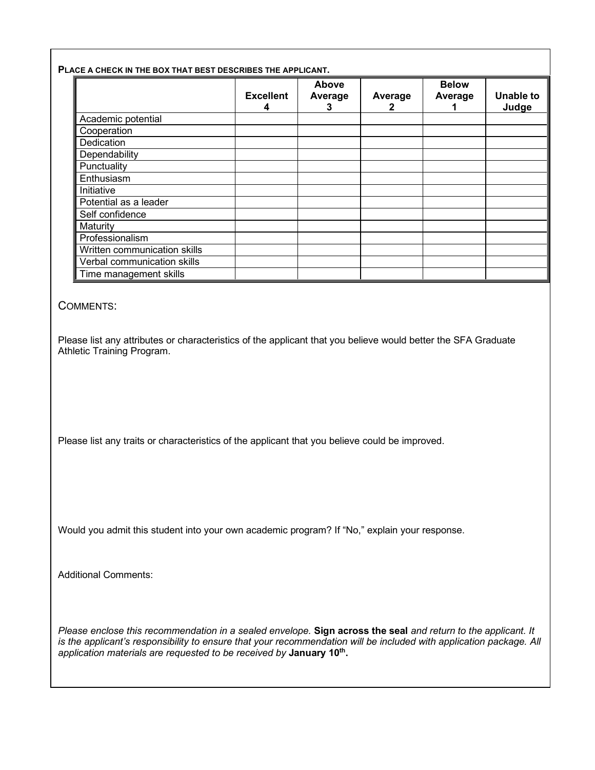**PLACE A CHECK IN THE BOX THAT BEST DESCRIBES THE APPLICANT.**

| | Excellent 4 | Above Average 3 | Average 2 | Below Average 1 | Unable to Judge |
|---|---|---|---|---|---|
| Academic potential | | | | | |
| Cooperation | | | | | |
| Dedication | | | | | |
| Dependability | | | | | |
| Punctuality | | | | | |
| Enthusiasm | | | | | |
| Initiative | | | | | |
| Potential as a leader | | | | | |
| Self confidence | | | | | |
| Maturity | | | | | |
| Professionalism | | | | | |
| Written communication skills | | | | | |
| Verbal communication skills | | | | | |
| Time management skills | | | | | |

COMMENTS:

Please list any attributes or characteristics of the applicant that you believe would better the SFA Graduate Athletic Training Program.

Please list any traits or characteristics of the applicant that you believe could be improved.

Would you admit this student into your own academic program? If "No," explain your response.

Additional Comments:

*Please enclose this recommendation in a sealed envelope.* **Sign across the seal** *and return to the applicant. It is the applicant's responsibility to ensure that your recommendation will be included with application package. All application materials are requested to be received by* **January 10th.**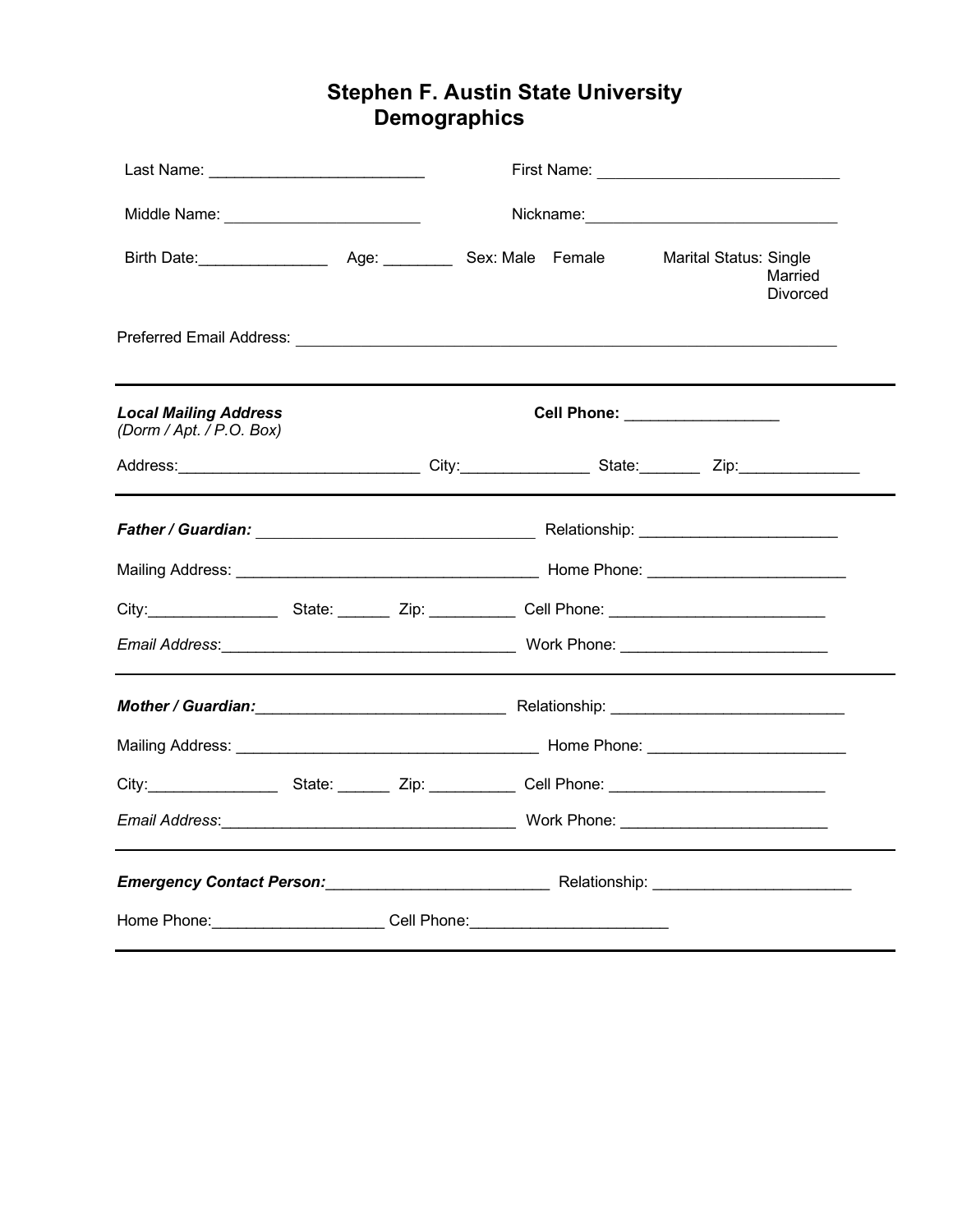# Stephen F. Austin State University
## Demographics

Last Name: ________________________ First Name: ___________________________

Middle Name: ______________________ Nickname: ____________________________

Birth Date: _______________ Age: ________ Sex: Male Female Marital Status: Single / Married / Divorced

Preferred Email Address: ____________________________________________________________

---

***Local Mailing Address***
*(Dorm / Apt. / P.O. Box)*

**Cell Phone:** _________________

Address: ____________________________ City: _______________ State: _______ Zip: ______________

---

***Father / Guardian:*** _______________________________ Relationship: ______________________

Mailing Address: __________________________________ Home Phone: ______________________

City: _______________ State: ______ Zip: __________ Cell Phone: ________________________

*Email Address*: __________________________________ Work Phone: _______________________

---

***Mother / Guardian:*** ____________________________ Relationship: __________________________

Mailing Address: __________________________________ Home Phone: ______________________

City: _______________ State: ______ Zip: __________ Cell Phone: ________________________

*Email Address*: __________________________________ Work Phone: _______________________

---

***Emergency Contact Person:*** _________________________ Relationship: ______________________

Home Phone: ___________________ Cell Phone: ______________________

---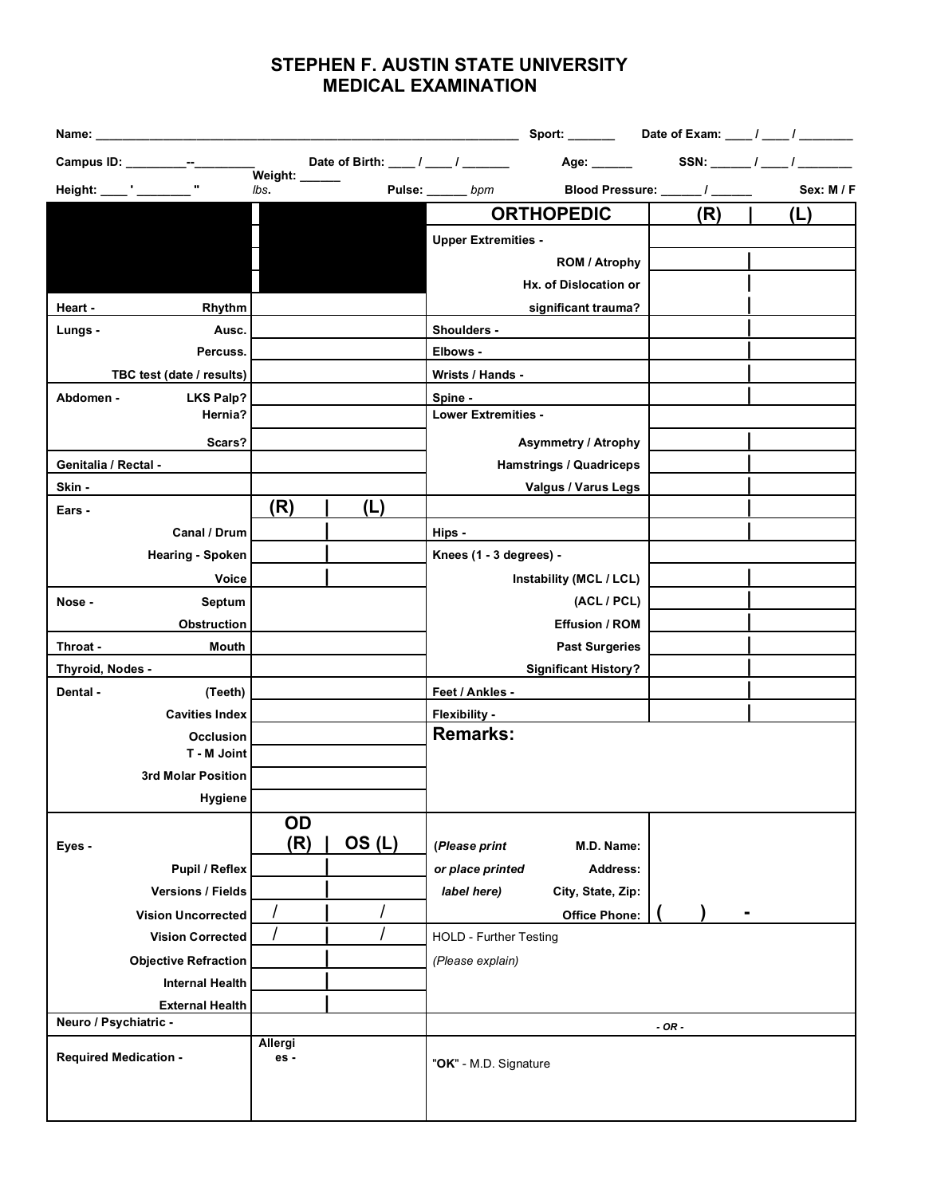# STEPHEN F. AUSTIN STATE UNIVERSITY
## MEDICAL EXAMINATION

Name: ______________________________________________ Sport: _______ Date of Exam: ____ / ____ / ________

Campus ID: _________--_________ Date of Birth: ____ / ____ / _______ Age: ______ SSN: ______ / ____ / ________

Height: ____ ' _______ " Weight: ______ lbs. Pulse: ______ bpm Blood Pressure: ______ / ______ Sex: M / F

| | | | | **ORTHOPEDIC** | **(R)** | **(L)** |
|---|---|---|---|---|---|---|
| | | | | Upper Extremities - | | |
| | | | | ROM / Atrophy | | |
| | | | | Hx. of Dislocation or | | |
| Heart - | Rhythm | | | significant trauma? | | |
| Lungs - | Ausc. | | | Shoulders - | | |
| | Percuss. | | | Elbows - | | |
| | TBC test (date / results) | | | Wrists / Hands - | | |
| Abdomen - | LKS Palp? | | | Spine - | | |
| | Hernia? | | | Lower Extremities - | | |
| | Scars? | | | Asymmetry / Atrophy | | |
| Genitalia / Rectal - | | | | Hamstrings / Quadriceps | | |
| Skin - | | | | Valgus / Varus Legs | | |
| Ears - | | **(R)** | **(L)** | | | |
| | Canal / Drum | | | Hips - | | |
| | Hearing - Spoken | | | Knees (1 - 3 degrees) - | | |
| | Voice | | | Instability (MCL / LCL) | | |
| Nose - | Septum | | | (ACL / PCL) | | |
| | Obstruction | | | Effusion / ROM | | |
| Throat - | Mouth | | | Past Surgeries | | |
| Thyroid, Nodes - | | | | Significant History? | | |
| Dental - | (Teeth) | | | Feet / Ankles - | | |
| | Cavities Index | | | Flexibility - | | |
| | Occlusion | | | **Remarks:** | | |
| | T - M Joint | | | | | |
| | 3rd Molar Position | | | | | |
| | Hygiene | | | | | |
| Eyes - | | **OD (R)** | **OS (L)** | *(Please print* | M.D. Name: | |
| | Pupil / Reflex | | | *or place printed* | Address: | |
| | Versions / Fields | | | *label here)* | City, State, Zip: | |
| | Vision Uncorrected | / | / | | Office Phone: | ( ) - |
| | Vision Corrected | / | / | HOLD - Further Testing | | |
| | Objective Refraction | | | *(Please explain)* | | |
| | Internal Health | | | | | |
| | External Health | | | | | |
| Neuro / Psychiatric - | | | | *- OR -* | | |
| Required Medication - | | Allergies - | | "**OK**" - M.D. Signature | | |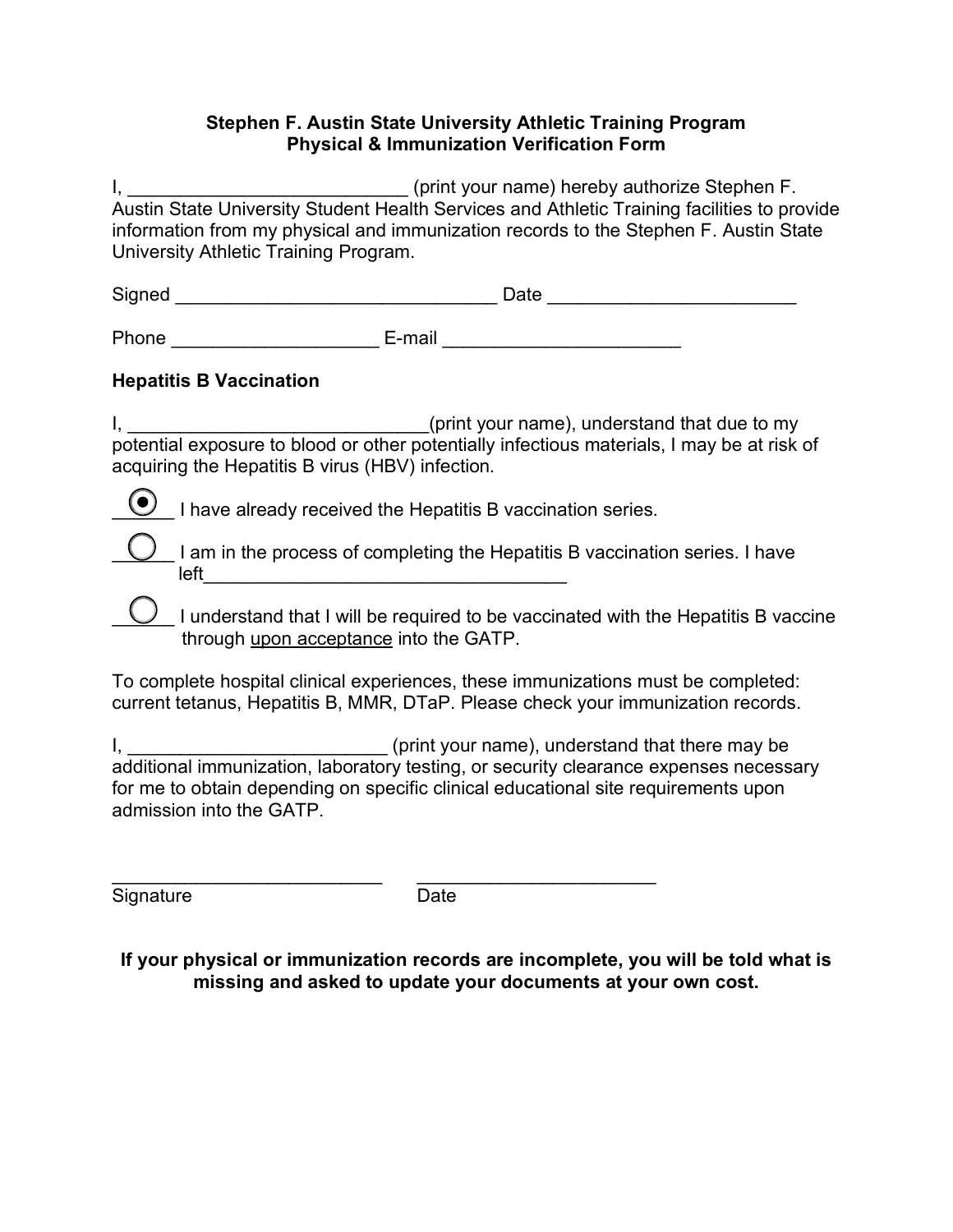**Stephen F. Austin State University Athletic Training Program**
**Physical & Immunization Verification Form**

I, ___________________________ (print your name) hereby authorize Stephen F. Austin State University Student Health Services and Athletic Training facilities to provide information from my physical and immunization records to the Stephen F. Austin State University Athletic Training Program.

Signed _______________________________ Date ________________________

Phone ____________________ E-mail ______________________

**Hepatitis B Vaccination**

I, _____________________________(print your name), understand that due to my potential exposure to blood or other potentially infectious materials, I may be at risk of acquiring the Hepatitis B virus (HBV) infection.

- (●) ______ I have already received the Hepatitis B vaccination series.
- ( ) ______ I am in the process of completing the Hepatitis B vaccination series. I have left___________________________________
- ( ) ______ I understand that I will be required to be vaccinated with the Hepatitis B vaccine through upon acceptance into the GATP.

To complete hospital clinical experiences, these immunizations must be completed: current tetanus, Hepatitis B, MMR, DTaP. Please check your immunization records.

I, _________________________ (print your name), understand that there may be additional immunization, laboratory testing, or security clearance expenses necessary for me to obtain depending on specific clinical educational site requirements upon admission into the GATP.

__________________________ _______________________
Signature Date

**If your physical or immunization records are incomplete, you will be told what is missing and asked to update your documents at your own cost.**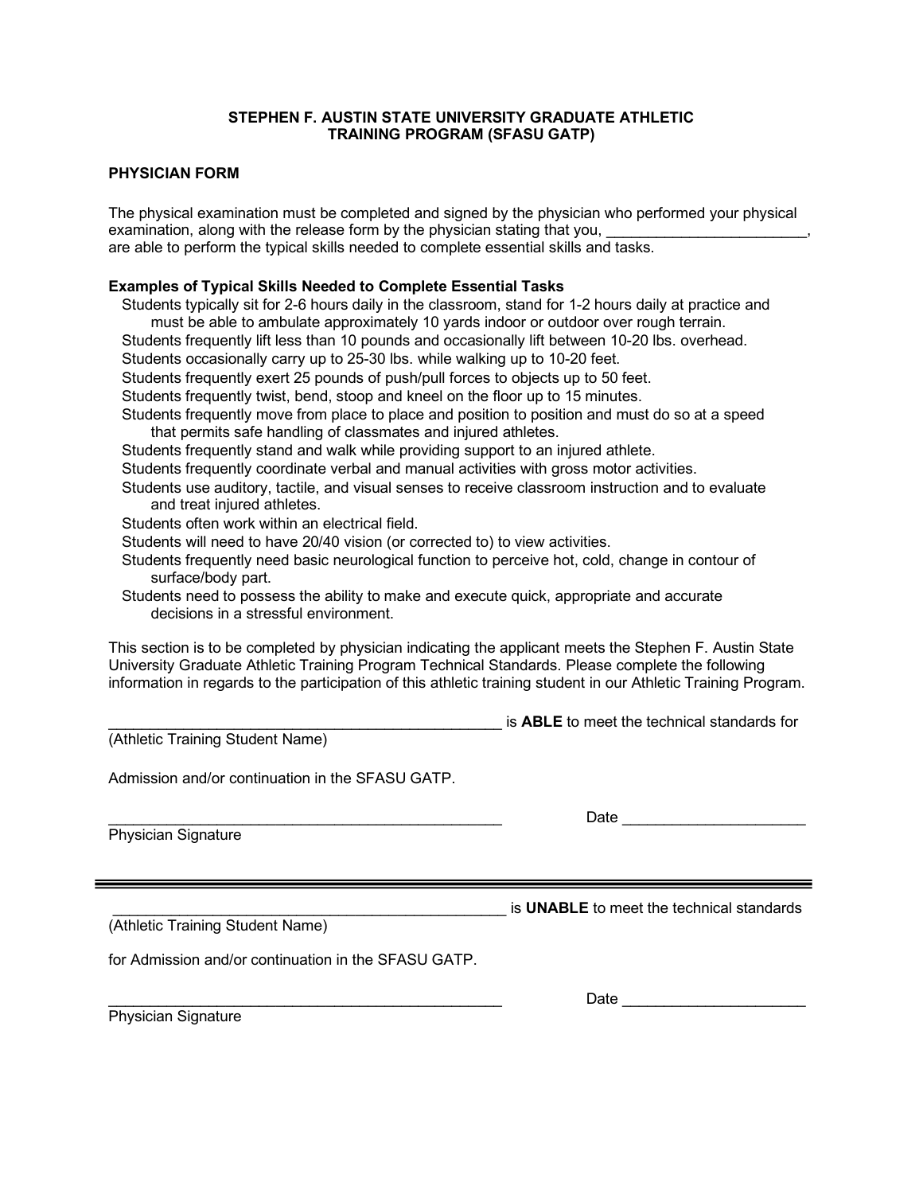**STEPHEN F. AUSTIN STATE UNIVERSITY GRADUATE ATHLETIC TRAINING PROGRAM (SFASU GATP)**

**PHYSICIAN FORM**

The physical examination must be completed and signed by the physician who performed your physical examination, along with the release form by the physician stating that you, ________________________, are able to perform the typical skills needed to complete essential skills and tasks.

**Examples of Typical Skills Needed to Complete Essential Tasks**

- Students typically sit for 2-6 hours daily in the classroom, stand for 1-2 hours daily at practice and must be able to ambulate approximately 10 yards indoor or outdoor over rough terrain.
- Students frequently lift less than 10 pounds and occasionally lift between 10-20 lbs. overhead.
- Students occasionally carry up to 25-30 lbs. while walking up to 10-20 feet.
- Students frequently exert 25 pounds of push/pull forces to objects up to 50 feet.
- Students frequently twist, bend, stoop and kneel on the floor up to 15 minutes.
- Students frequently move from place to place and position to position and must do so at a speed that permits safe handling of classmates and injured athletes.
- Students frequently stand and walk while providing support to an injured athlete.
- Students frequently coordinate verbal and manual activities with gross motor activities.
- Students use auditory, tactile, and visual senses to receive classroom instruction and to evaluate and treat injured athletes.
- Students often work within an electrical field.
- Students will need to have 20/40 vision (or corrected to) to view activities.
- Students frequently need basic neurological function to perceive hot, cold, change in contour of surface/body part.
- Students need to possess the ability to make and execute quick, appropriate and accurate decisions in a stressful environment.

This section is to be completed by physician indicating the applicant meets the Stephen F. Austin State University Graduate Athletic Training Program Technical Standards. Please complete the following information in regards to the participation of this athletic training student in our Athletic Training Program.

_______________________________________________ is **ABLE** to meet the technical standards for
(Athletic Training Student Name)

Admission and/or continuation in the SFASU GATP.

_______________________________________________ Date _____________________
Physician Signature

---

_______________________________________________ is **UNABLE** to meet the technical standards
(Athletic Training Student Name)

for Admission and/or continuation in the SFASU GATP.

_______________________________________________ Date _____________________
Physician Signature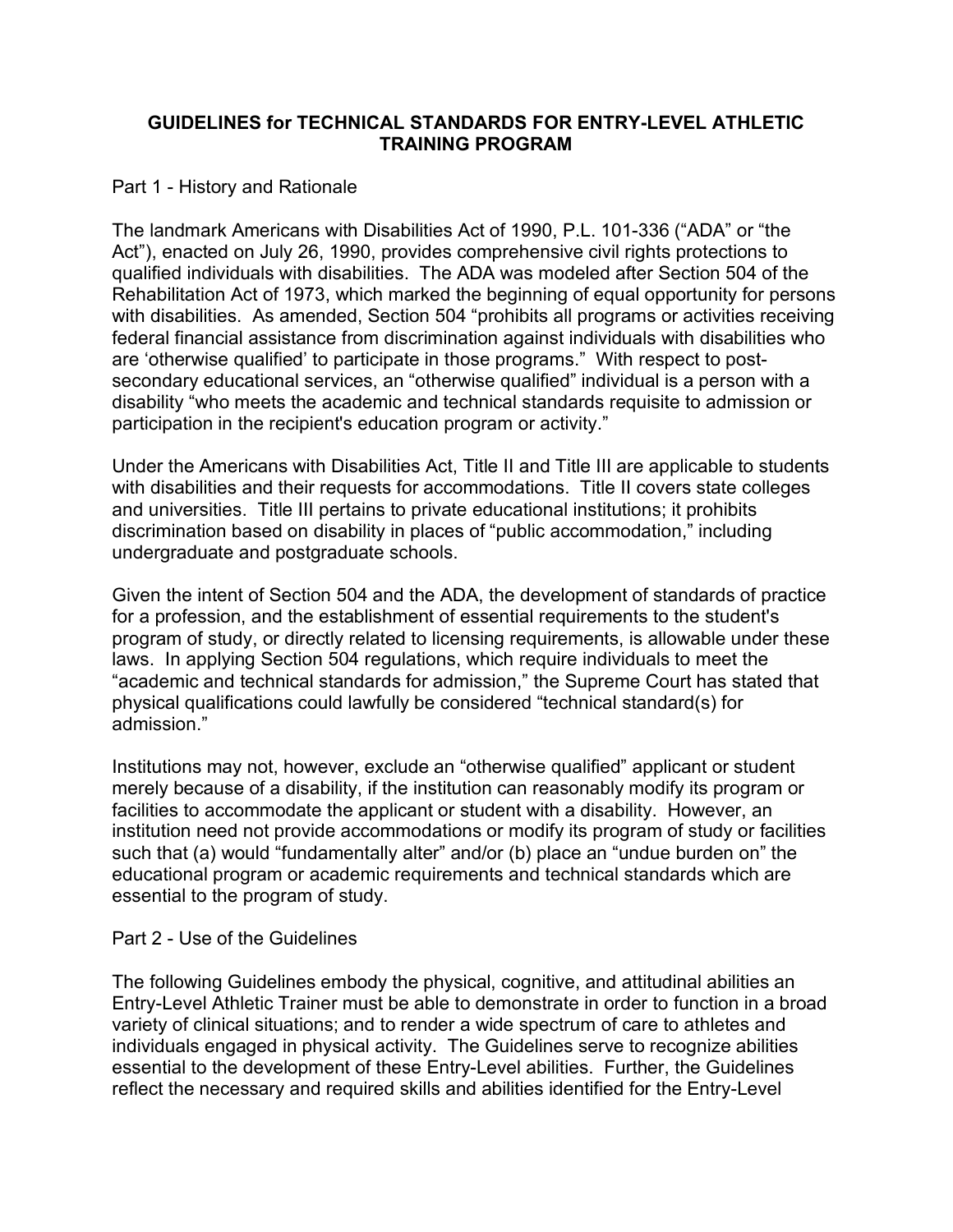# GUIDELINES for TECHNICAL STANDARDS FOR ENTRY-LEVEL ATHLETIC TRAINING PROGRAM

## Part 1 - History and Rationale

The landmark Americans with Disabilities Act of 1990, P.L. 101-336 ("ADA" or "the Act"), enacted on July 26, 1990, provides comprehensive civil rights protections to qualified individuals with disabilities. The ADA was modeled after Section 504 of the Rehabilitation Act of 1973, which marked the beginning of equal opportunity for persons with disabilities. As amended, Section 504 "prohibits all programs or activities receiving federal financial assistance from discrimination against individuals with disabilities who are 'otherwise qualified' to participate in those programs." With respect to post-secondary educational services, an "otherwise qualified" individual is a person with a disability "who meets the academic and technical standards requisite to admission or participation in the recipient's education program or activity."

Under the Americans with Disabilities Act, Title II and Title III are applicable to students with disabilities and their requests for accommodations. Title II covers state colleges and universities. Title III pertains to private educational institutions; it prohibits discrimination based on disability in places of "public accommodation," including undergraduate and postgraduate schools.

Given the intent of Section 504 and the ADA, the development of standards of practice for a profession, and the establishment of essential requirements to the student's program of study, or directly related to licensing requirements, is allowable under these laws. In applying Section 504 regulations, which require individuals to meet the "academic and technical standards for admission," the Supreme Court has stated that physical qualifications could lawfully be considered "technical standard(s) for admission."

Institutions may not, however, exclude an "otherwise qualified" applicant or student merely because of a disability, if the institution can reasonably modify its program or facilities to accommodate the applicant or student with a disability. However, an institution need not provide accommodations or modify its program of study or facilities such that (a) would "fundamentally alter" and/or (b) place an "undue burden on" the educational program or academic requirements and technical standards which are essential to the program of study.

## Part 2 - Use of the Guidelines

The following Guidelines embody the physical, cognitive, and attitudinal abilities an Entry-Level Athletic Trainer must be able to demonstrate in order to function in a broad variety of clinical situations; and to render a wide spectrum of care to athletes and individuals engaged in physical activity. The Guidelines serve to recognize abilities essential to the development of these Entry-Level abilities. Further, the Guidelines reflect the necessary and required skills and abilities identified for the Entry-Level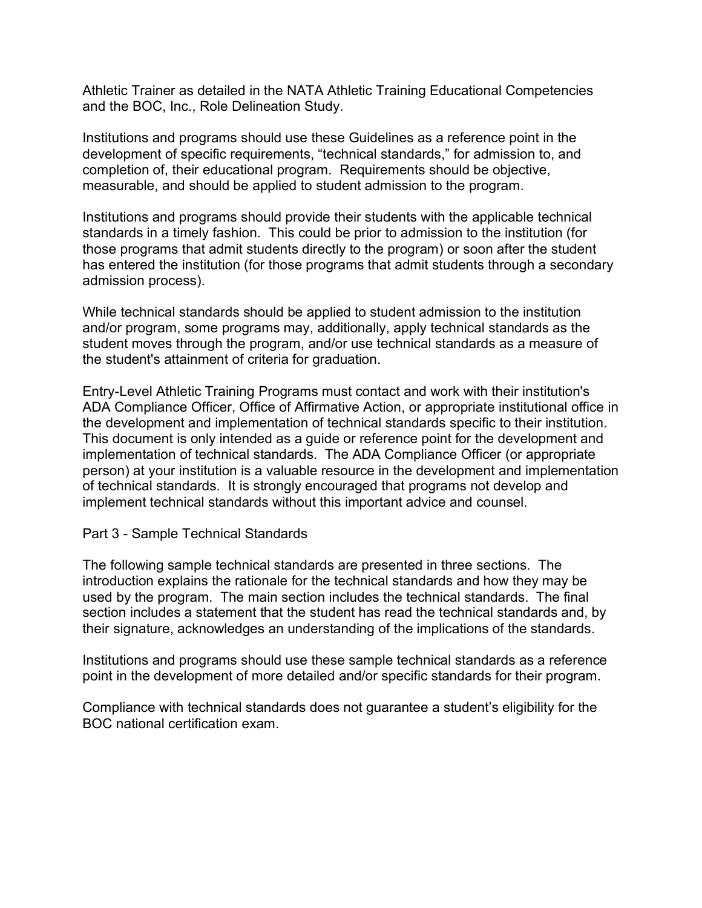Athletic Trainer as detailed in the NATA Athletic Training Educational Competencies and the BOC, Inc., Role Delineation Study.

Institutions and programs should use these Guidelines as a reference point in the development of specific requirements, "technical standards," for admission to, and completion of, their educational program. Requirements should be objective, measurable, and should be applied to student admission to the program.

Institutions and programs should provide their students with the applicable technical standards in a timely fashion. This could be prior to admission to the institution (for those programs that admit students directly to the program) or soon after the student has entered the institution (for those programs that admit students through a secondary admission process).

While technical standards should be applied to student admission to the institution and/or program, some programs may, additionally, apply technical standards as the student moves through the program, and/or use technical standards as a measure of the student's attainment of criteria for graduation.

Entry-Level Athletic Training Programs must contact and work with their institution's ADA Compliance Officer, Office of Affirmative Action, or appropriate institutional office in the development and implementation of technical standards specific to their institution. This document is only intended as a guide or reference point for the development and implementation of technical standards. The ADA Compliance Officer (or appropriate person) at your institution is a valuable resource in the development and implementation of technical standards. It is strongly encouraged that programs not develop and implement technical standards without this important advice and counsel.

## Part 3 - Sample Technical Standards

The following sample technical standards are presented in three sections. The introduction explains the rationale for the technical standards and how they may be used by the program. The main section includes the technical standards. The final section includes a statement that the student has read the technical standards and, by their signature, acknowledges an understanding of the implications of the standards.

Institutions and programs should use these sample technical standards as a reference point in the development of more detailed and/or specific standards for their program.

Compliance with technical standards does not guarantee a student's eligibility for the BOC national certification exam.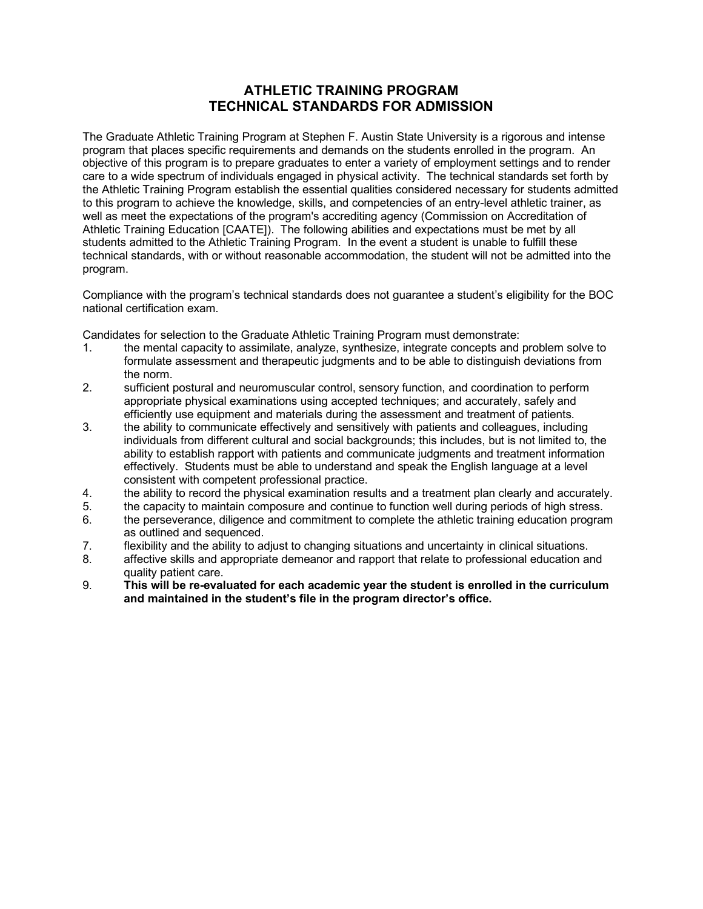# ATHLETIC TRAINING PROGRAM
# TECHNICAL STANDARDS FOR ADMISSION

The Graduate Athletic Training Program at Stephen F. Austin State University is a rigorous and intense program that places specific requirements and demands on the students enrolled in the program. An objective of this program is to prepare graduates to enter a variety of employment settings and to render care to a wide spectrum of individuals engaged in physical activity. The technical standards set forth by the Athletic Training Program establish the essential qualities considered necessary for students admitted to this program to achieve the knowledge, skills, and competencies of an entry-level athletic trainer, as well as meet the expectations of the program's accrediting agency (Commission on Accreditation of Athletic Training Education [CAATE]). The following abilities and expectations must be met by all students admitted to the Athletic Training Program. In the event a student is unable to fulfill these technical standards, with or without reasonable accommodation, the student will not be admitted into the program.

Compliance with the program's technical standards does not guarantee a student's eligibility for the BOC national certification exam.

Candidates for selection to the Graduate Athletic Training Program must demonstrate:

1. the mental capacity to assimilate, analyze, synthesize, integrate concepts and problem solve to formulate assessment and therapeutic judgments and to be able to distinguish deviations from the norm.
2. sufficient postural and neuromuscular control, sensory function, and coordination to perform appropriate physical examinations using accepted techniques; and accurately, safely and efficiently use equipment and materials during the assessment and treatment of patients.
3. the ability to communicate effectively and sensitively with patients and colleagues, including individuals from different cultural and social backgrounds; this includes, but is not limited to, the ability to establish rapport with patients and communicate judgments and treatment information effectively. Students must be able to understand and speak the English language at a level consistent with competent professional practice.
4. the ability to record the physical examination results and a treatment plan clearly and accurately.
5. the capacity to maintain composure and continue to function well during periods of high stress.
6. the perseverance, diligence and commitment to complete the athletic training education program as outlined and sequenced.
7. flexibility and the ability to adjust to changing situations and uncertainty in clinical situations.
8. affective skills and appropriate demeanor and rapport that relate to professional education and quality patient care.
9. **This will be re-evaluated for each academic year the student is enrolled in the curriculum and maintained in the student's file in the program director's office.**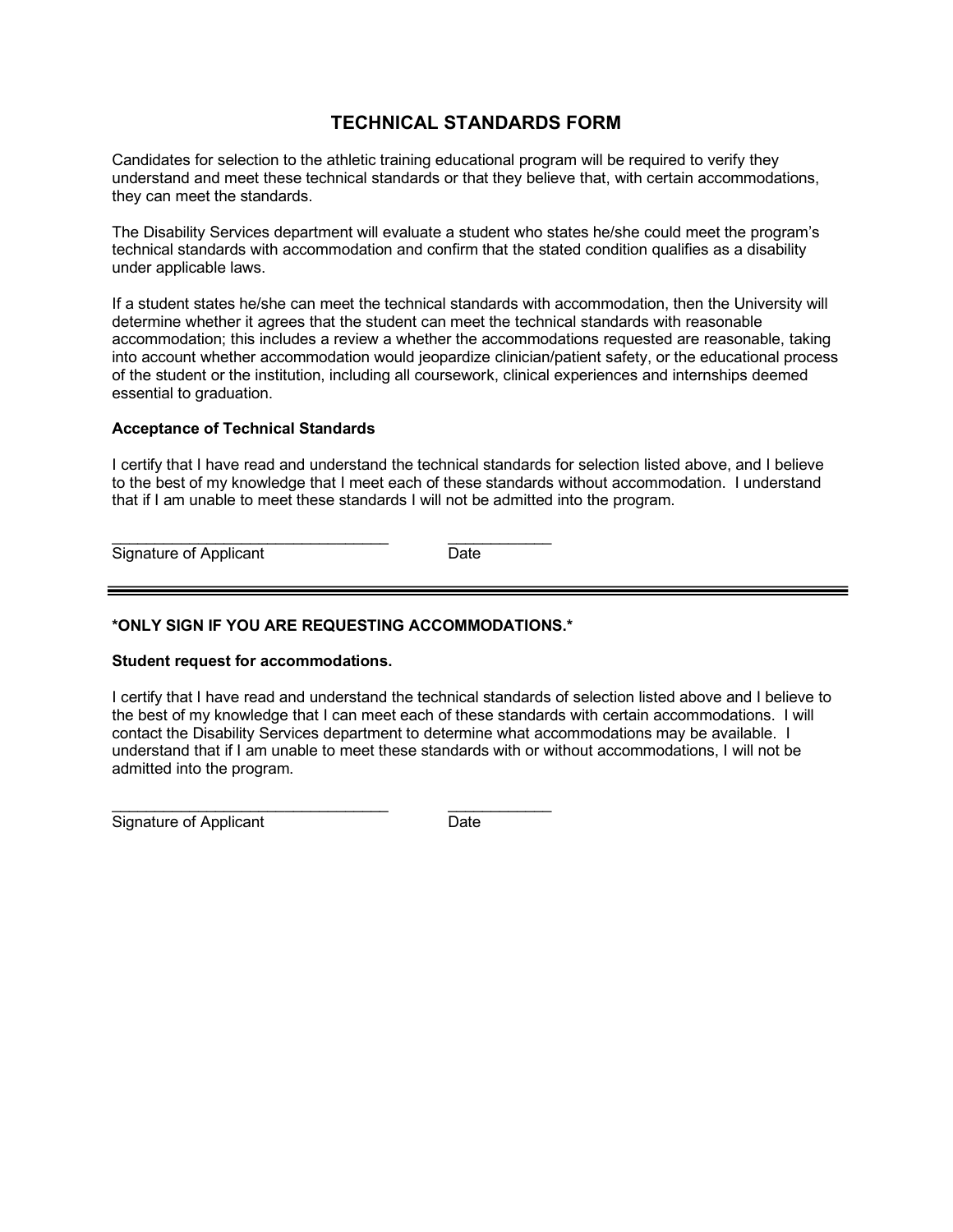# TECHNICAL STANDARDS FORM

Candidates for selection to the athletic training educational program will be required to verify they understand and meet these technical standards or that they believe that, with certain accommodations, they can meet the standards.

The Disability Services department will evaluate a student who states he/she could meet the program's technical standards with accommodation and confirm that the stated condition qualifies as a disability under applicable laws.

If a student states he/she can meet the technical standards with accommodation, then the University will determine whether it agrees that the student can meet the technical standards with reasonable accommodation; this includes a review a whether the accommodations requested are reasonable, taking into account whether accommodation would jeopardize clinician/patient safety, or the educational process of the student or the institution, including all coursework, clinical experiences and internships deemed essential to graduation.

**Acceptance of Technical Standards**

I certify that I have read and understand the technical standards for selection listed above, and I believe to the best of my knowledge that I meet each of these standards without accommodation. I understand that if I am unable to meet these standards I will not be admitted into the program.

_________________________________ ____________
Signature of Applicant Date

---

**\*ONLY SIGN IF YOU ARE REQUESTING ACCOMMODATIONS.\***

**Student request for accommodations.**

I certify that I have read and understand the technical standards of selection listed above and I believe to the best of my knowledge that I can meet each of these standards with certain accommodations. I will contact the Disability Services department to determine what accommodations may be available. I understand that if I am unable to meet these standards with or without accommodations, I will not be admitted into the program.

_________________________________ ____________
Signature of Applicant Date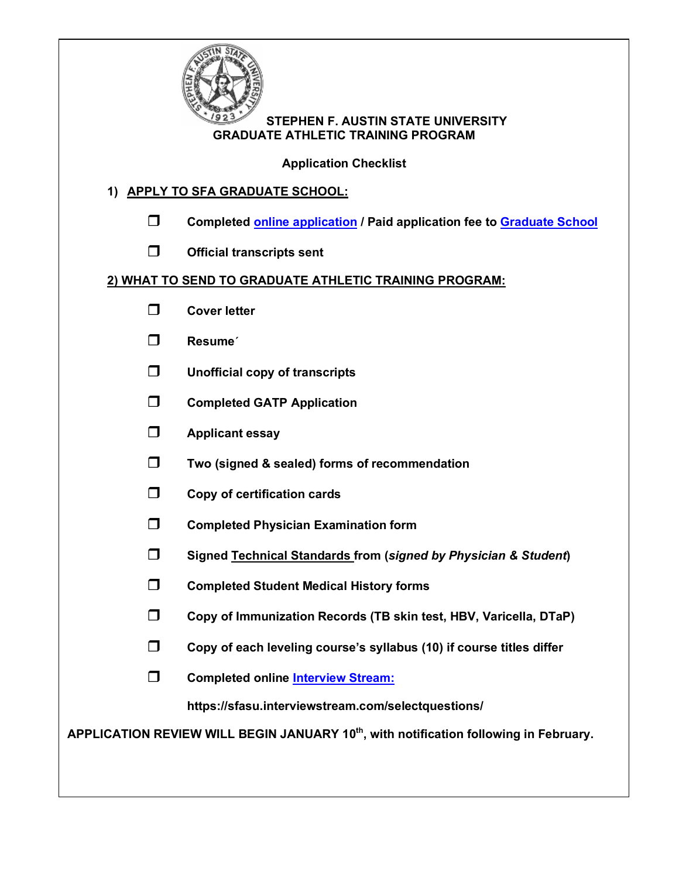**STEPHEN F. AUSTIN STATE UNIVERSITY**
**GRADUATE ATHLETIC TRAINING PROGRAM**

**Application Checklist**

**1) APPLY TO SFA GRADUATE SCHOOL:**

- ❒ **Completed online application / Paid application fee to Graduate School**
- ❒ **Official transcripts sent**

**2) WHAT TO SEND TO GRADUATE ATHLETIC TRAINING PROGRAM:**

- ❒ **Cover letter**
- ❒ **Resume´**
- ❒ **Unofficial copy of transcripts**
- ❒ **Completed GATP Application**
- ❒ **Applicant essay**
- ❒ **Two (signed & sealed) forms of recommendation**
- ❒ **Copy of certification cards**
- ❒ **Completed Physician Examination form**
- ❒ **Signed Technical Standards from (*signed by Physician & Student*)**
- ❒ **Completed Student Medical History forms**
- ❒ **Copy of Immunization Records (TB skin test, HBV, Varicella, DTaP)**
- ❒ **Copy of each leveling course's syllabus (10) if course titles differ**
- ❒ **Completed online Interview Stream:**

  **https://sfasu.interviewstream.com/selectquestions/**

**APPLICATION REVIEW WILL BEGIN JANUARY 10th, with notification following in February.**